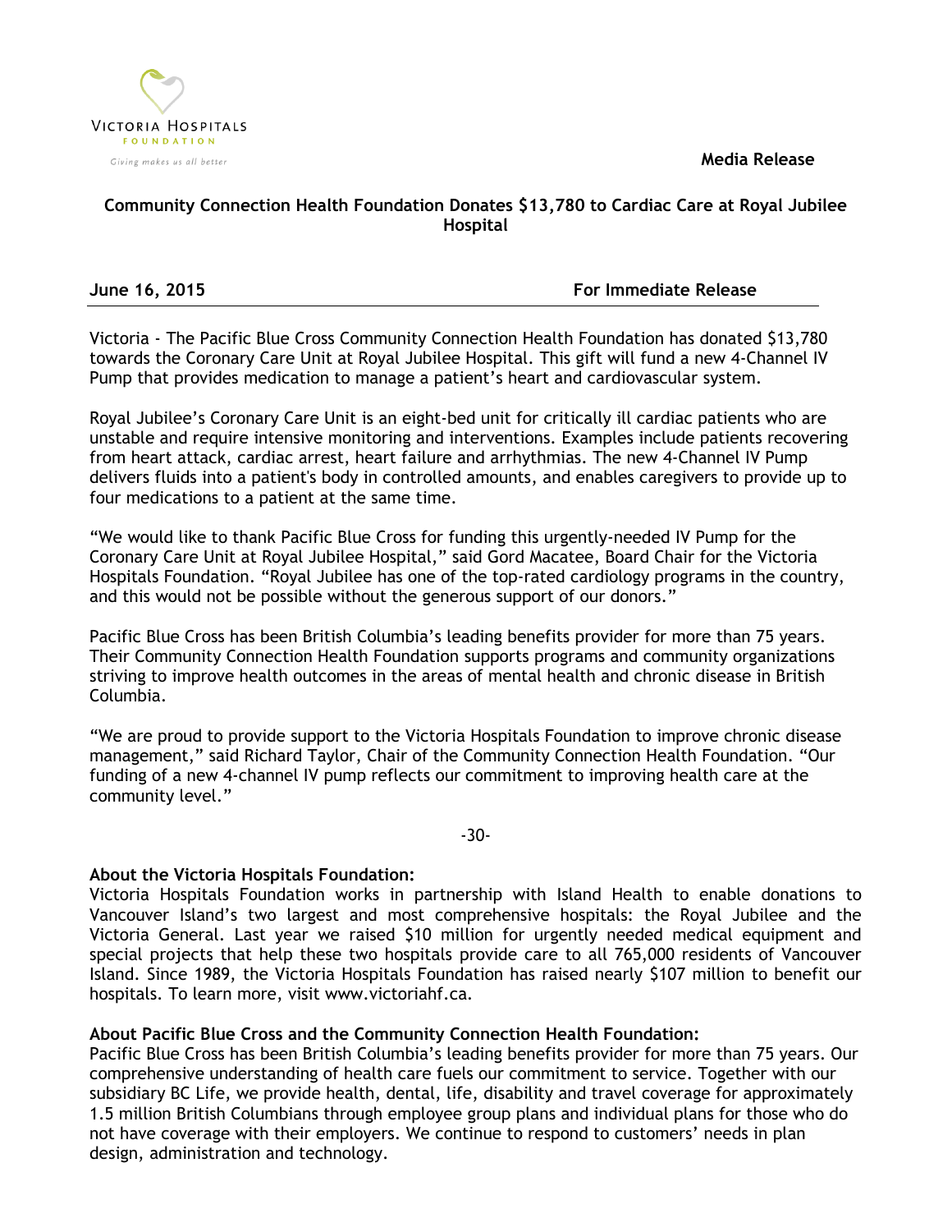Victoria Hospitals Foundation

*Giving makes us all better*

**Media Release**

## Community Connection Health Foundation Donates $13,780 to Cardiac Care at Royal Jubilee Hospital

**June 16, 2015** **For Immediate Release**

Victoria - The Pacific Blue Cross Community Connection Health Foundation has donated $13,780 towards the Coronary Care Unit at Royal Jubilee Hospital. This gift will fund a new 4-Channel IV Pump that provides medication to manage a patient's heart and cardiovascular system.

Royal Jubilee's Coronary Care Unit is an eight-bed unit for critically ill cardiac patients who are unstable and require intensive monitoring and interventions. Examples include patients recovering from heart attack, cardiac arrest, heart failure and arrhythmias. The new 4-Channel IV Pump delivers fluids into a patient's body in controlled amounts, and enables caregivers to provide up to four medications to a patient at the same time.

"We would like to thank Pacific Blue Cross for funding this urgently-needed IV Pump for the Coronary Care Unit at Royal Jubilee Hospital," said Gord Macatee, Board Chair for the Victoria Hospitals Foundation. "Royal Jubilee has one of the top-rated cardiology programs in the country, and this would not be possible without the generous support of our donors."

Pacific Blue Cross has been British Columbia's leading benefits provider for more than 75 years. Their Community Connection Health Foundation supports programs and community organizations striving to improve health outcomes in the areas of mental health and chronic disease in British Columbia.

"We are proud to provide support to the Victoria Hospitals Foundation to improve chronic disease management," said Richard Taylor, Chair of the Community Connection Health Foundation. "Our funding of a new 4-channel IV pump reflects our commitment to improving health care at the community level."

-30-

**About the Victoria Hospitals Foundation:**
Victoria Hospitals Foundation works in partnership with Island Health to enable donations to Vancouver Island's two largest and most comprehensive hospitals: the Royal Jubilee and the Victoria General. Last year we raised $10 million for urgently needed medical equipment and special projects that help these two hospitals provide care to all 765,000 residents of Vancouver Island. Since 1989, the Victoria Hospitals Foundation has raised nearly $107 million to benefit our hospitals. To learn more, visit www.victoriahf.ca.

**About Pacific Blue Cross and the Community Connection Health Foundation:**
Pacific Blue Cross has been British Columbia's leading benefits provider for more than 75 years. Our comprehensive understanding of health care fuels our commitment to service. Together with our subsidiary BC Life, we provide health, dental, life, disability and travel coverage for approximately 1.5 million British Columbians through employee group plans and individual plans for those who do not have coverage with their employers. We continue to respond to customers' needs in plan design, administration and technology.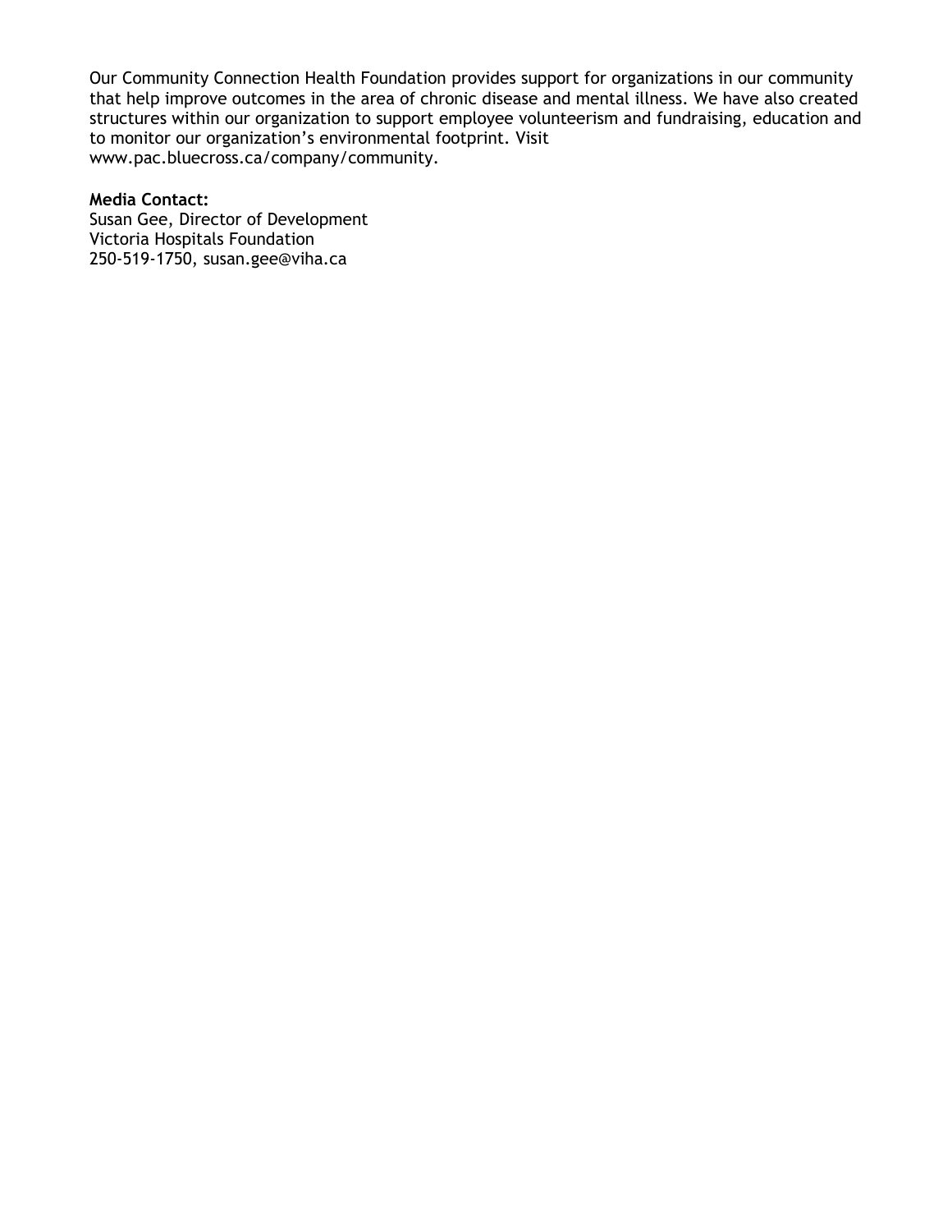Our Community Connection Health Foundation provides support for organizations in our community that help improve outcomes in the area of chronic disease and mental illness. We have also created structures within our organization to support employee volunteerism and fundraising, education and to monitor our organization's environmental footprint. Visit www.pac.bluecross.ca/company/community.

**Media Contact:**
Susan Gee, Director of Development
Victoria Hospitals Foundation
250-519-1750, susan.gee@viha.ca